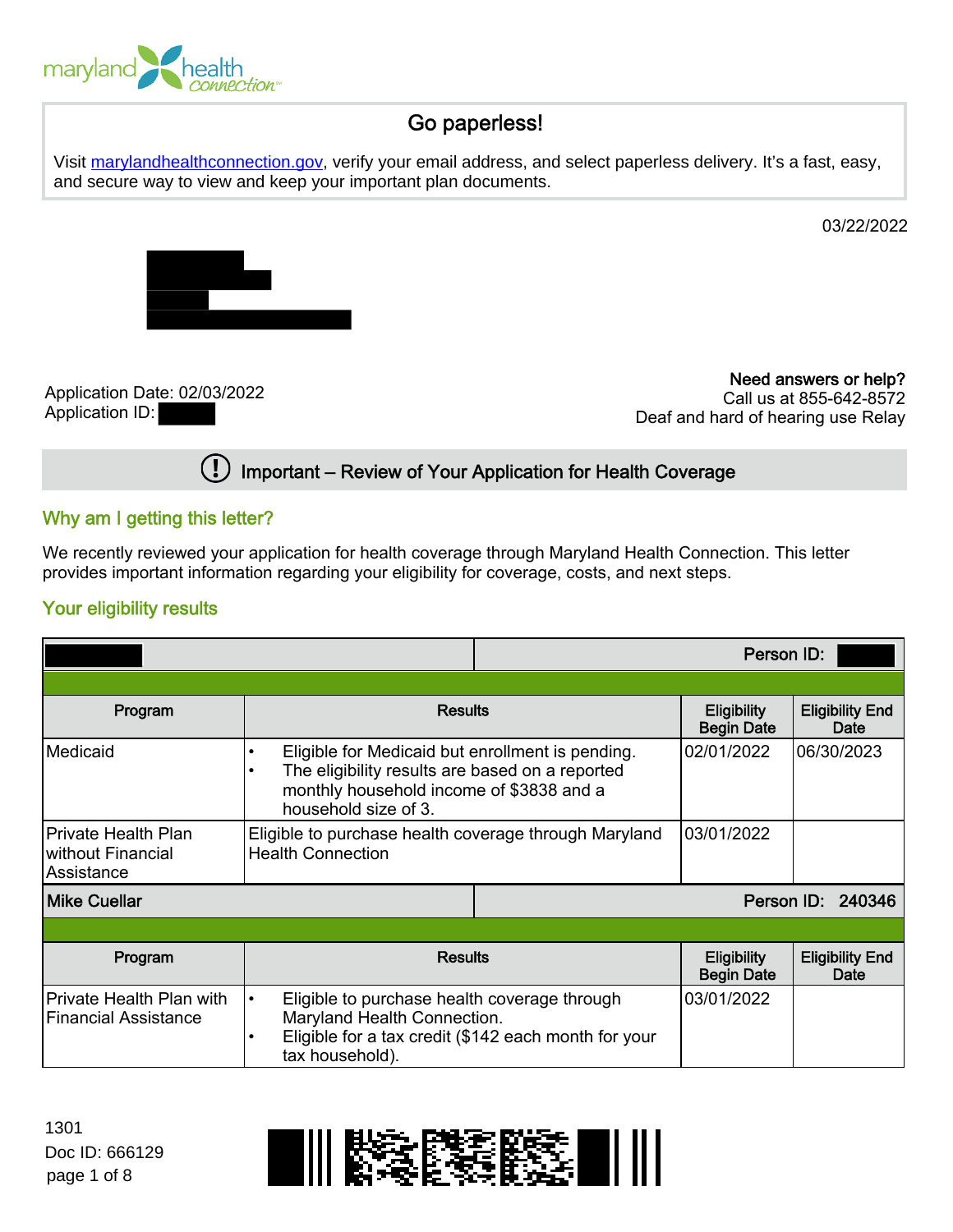maryland health connection

## Go paperless!

Visit marylandhealthconnection.gov, verify your email address, and select paperless delivery. It's a fast, easy, and secure way to view and keep your important plan documents.

03/22/2022

Application Date: 02/03/2022
Application ID:

**Need answers or help?**
Call us at 855-642-8572
Deaf and hard of hearing use Relay

## Important – Review of Your Application for Health Coverage

### Why am I getting this letter?

We recently reviewed your application for health coverage through Maryland Health Connection. This letter provides important information regarding your eligibility for coverage, costs, and next steps.

### Your eligibility results

| | | Person ID: | |
|---|---|---|---|
| **Program** | **Results** | **Eligibility Begin Date** | **Eligibility End Date** |
| Medicaid | • Eligible for Medicaid but enrollment is pending.<br>• The eligibility results are based on a reported monthly household income of $3838 and a household size of 3. | 02/01/2022 | 06/30/2023 |
| Private Health Plan without Financial Assistance | Eligible to purchase health coverage through Maryland Health Connection | 03/01/2022 | |

| **Mike Cuellar** | | **Person ID: 240346** | |
|---|---|---|---|
| **Program** | **Results** | **Eligibility Begin Date** | **Eligibility End Date** |
| Private Health Plan with Financial Assistance | • Eligible to purchase health coverage through Maryland Health Connection.<br>• Eligible for a tax credit ($142 each month for your tax household). | 03/01/2022 | |

1301
Doc ID: 666129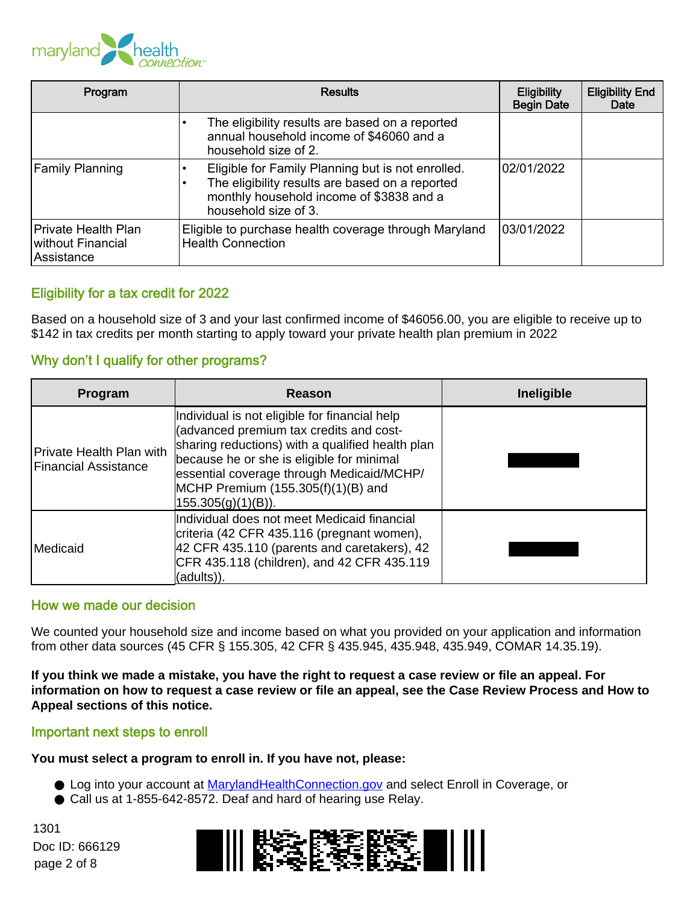| Program | Results | Eligibility Begin Date | Eligibility End Date |
| --- | --- | --- | --- |
| | • The eligibility results are based on a reported annual household income of $46060 and a household size of 2. | | |
| Family Planning | • Eligible for Family Planning but is not enrolled. • The eligibility results are based on a reported monthly household income of $3838 and a household size of 3. | 02/01/2022 | |
| Private Health Plan without Financial Assistance | Eligible to purchase health coverage through Maryland Health Connection | 03/01/2022 | |

## Eligibility for a tax credit for 2022

Based on a household size of 3 and your last confirmed income of $46056.00, you are eligible to receive up to $142 in tax credits per month starting to apply toward your private health plan premium in 2022

## Why don't I qualify for other programs?

| Program | Reason | Ineligible |
| --- | --- | --- |
| Private Health Plan with Financial Assistance | Individual is not eligible for financial help (advanced premium tax credits and cost-sharing reductions) with a qualified health plan because he or she is eligible for minimal essential coverage through Medicaid/MCHP/ MCHP Premium (155.305(f)(1)(B) and 155.305(g)(1)(B)). | |
| Medicaid | Individual does not meet Medicaid financial criteria (42 CFR 435.116 (pregnant women), 42 CFR 435.110 (parents and caretakers), 42 CFR 435.118 (children), and 42 CFR 435.119 (adults)). | |

## How we made our decision

We counted your household size and income based on what you provided on your application and information from other data sources (45 CFR § 155.305, 42 CFR § 435.945, 435.948, 435.949, COMAR 14.35.19).

**If you think we made a mistake, you have the right to request a case review or file an appeal. For information on how to request a case review or file an appeal, see the Case Review Process and How to Appeal sections of this notice.**

## Important next steps to enroll

**You must select a program to enroll in. If you have not, please:**

- Log into your account at MarylandHealthConnection.gov and select Enroll in Coverage, or
- Call us at 1-855-642-8572. Deaf and hard of hearing use Relay.

1301
Doc ID: 666129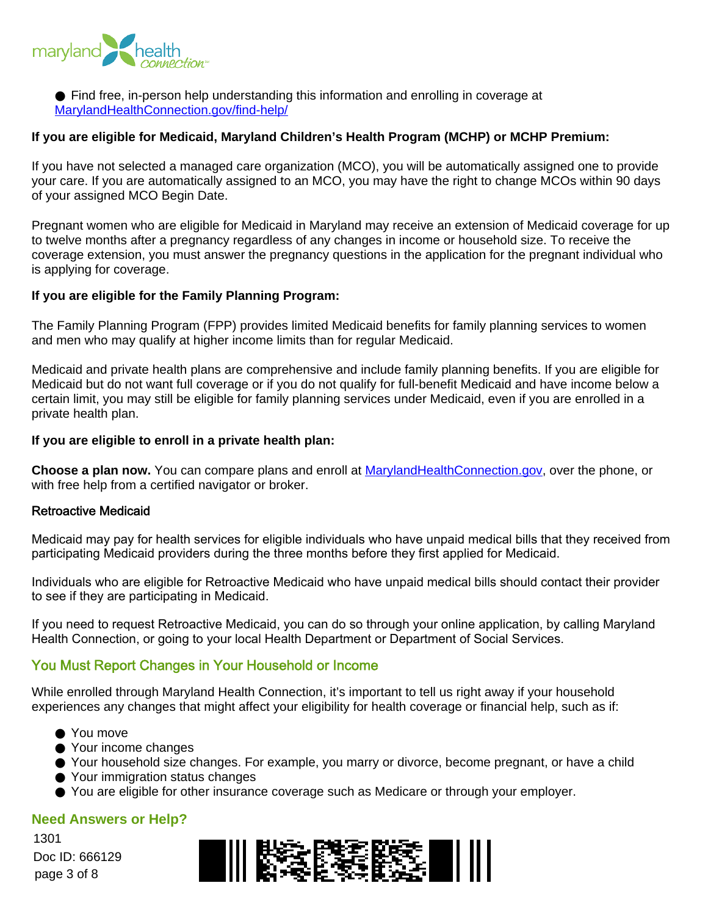- Find free, in-person help understanding this information and enrolling in coverage at [MarylandHealthConnection.gov/find-help/](MarylandHealthConnection.gov/find-help/)

**If you are eligible for Medicaid, Maryland Children's Health Program (MCHP) or MCHP Premium:**

If you have not selected a managed care organization (MCO), you will be automatically assigned one to provide your care. If you are automatically assigned to an MCO, you may have the right to change MCOs within 90 days of your assigned MCO Begin Date.

Pregnant women who are eligible for Medicaid in Maryland may receive an extension of Medicaid coverage for up to twelve months after a pregnancy regardless of any changes in income or household size. To receive the coverage extension, you must answer the pregnancy questions in the application for the pregnant individual who is applying for coverage.

**If you are eligible for the Family Planning Program:**

The Family Planning Program (FPP) provides limited Medicaid benefits for family planning services to women and men who may qualify at higher income limits than for regular Medicaid.

Medicaid and private health plans are comprehensive and include family planning benefits. If you are eligible for Medicaid but do not want full coverage or if you do not qualify for full-benefit Medicaid and have income below a certain limit, you may still be eligible for family planning services under Medicaid, even if you are enrolled in a private health plan.

**If you are eligible to enroll in a private health plan:**

**Choose a plan now.** You can compare plans and enroll at [MarylandHealthConnection.gov](MarylandHealthConnection.gov), over the phone, or with free help from a certified navigator or broker.

Retroactive Medicaid

Medicaid may pay for health services for eligible individuals who have unpaid medical bills that they received from participating Medicaid providers during the three months before they first applied for Medicaid.

Individuals who are eligible for Retroactive Medicaid who have unpaid medical bills should contact their provider to see if they are participating in Medicaid.

If you need to request Retroactive Medicaid, you can do so through your online application, by calling Maryland Health Connection, or going to your local Health Department or Department of Social Services.

## You Must Report Changes in Your Household or Income

While enrolled through Maryland Health Connection, it's important to tell us right away if your household experiences any changes that might affect your eligibility for health coverage or financial help, such as if:

- You move
- Your income changes
- Your household size changes. For example, you marry or divorce, become pregnant, or have a child
- Your immigration status changes
- You are eligible for other insurance coverage such as Medicare or through your employer.

## Need Answers or Help?

1301
Doc ID: 666129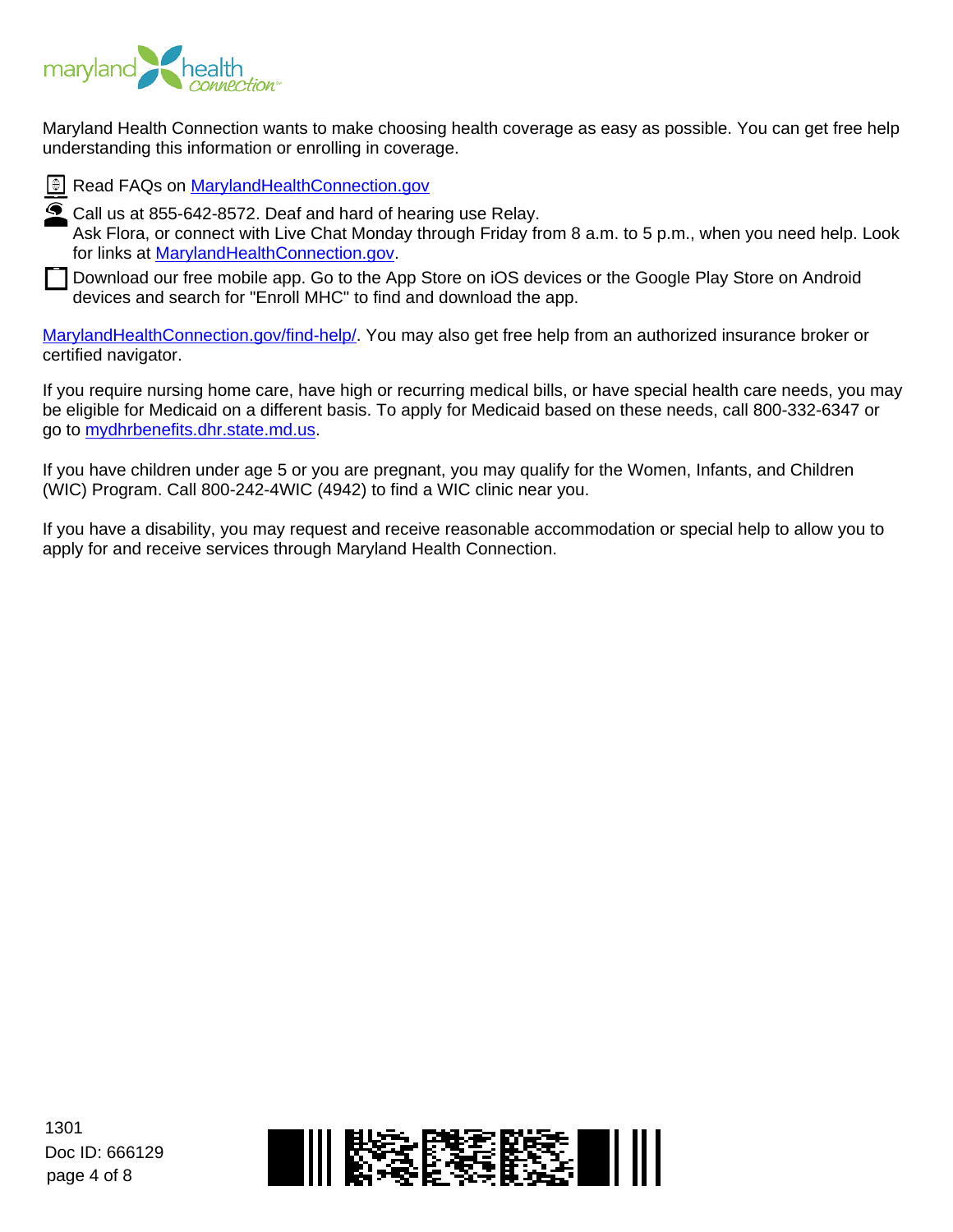Maryland Health Connection wants to make choosing health coverage as easy as possible. You can get free help understanding this information or enrolling in coverage.

- Read FAQs on MarylandHealthConnection.gov
- Call us at 855-642-8572. Deaf and hard of hearing use Relay.
  Ask Flora, or connect with Live Chat Monday through Friday from 8 a.m. to 5 p.m., when you need help. Look for links at MarylandHealthConnection.gov.
- Download our free mobile app. Go to the App Store on iOS devices or the Google Play Store on Android devices and search for "Enroll MHC" to find and download the app.

MarylandHealthConnection.gov/find-help/. You may also get free help from an authorized insurance broker or certified navigator.

If you require nursing home care, have high or recurring medical bills, or have special health care needs, you may be eligible for Medicaid on a different basis. To apply for Medicaid based on these needs, call 800-332-6347 or go to mydhrbenefits.dhr.state.md.us.

If you have children under age 5 or you are pregnant, you may qualify for the Women, Infants, and Children (WIC) Program. Call 800-242-4WIC (4942) to find a WIC clinic near you.

If you have a disability, you may request and receive reasonable accommodation or special help to allow you to apply for and receive services through Maryland Health Connection.

1301
Doc ID: 666129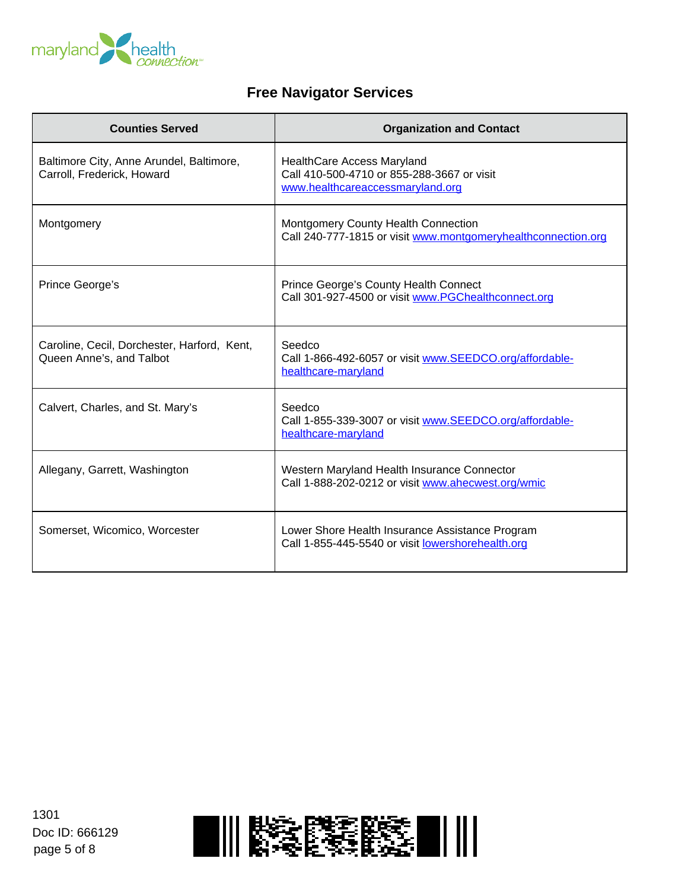# Free Navigator Services

| Counties Served | Organization and Contact |
|---|---|
| Baltimore City, Anne Arundel, Baltimore, Carroll, Frederick, Howard | HealthCare Access Maryland<br>Call 410-500-4710 or 855-288-3667 or visit www.healthcareaccessmaryland.org |
| Montgomery | Montgomery County Health Connection<br>Call 240-777-1815 or visit www.montgomeryhealthconnection.org |
| Prince George's | Prince George's County Health Connect<br>Call 301-927-4500 or visit www.PGChealthconnect.org |
| Caroline, Cecil, Dorchester, Harford, Kent, Queen Anne's, and Talbot | Seedco<br>Call 1-866-492-6057 or visit www.SEEDCO.org/affordable-healthcare-maryland |
| Calvert, Charles, and St. Mary's | Seedco<br>Call 1-855-339-3007 or visit www.SEEDCO.org/affordable-healthcare-maryland |
| Allegany, Garrett, Washington | Western Maryland Health Insurance Connector<br>Call 1-888-202-0212 or visit www.ahecwest.org/wmic |
| Somerset, Wicomico, Worcester | Lower Shore Health Insurance Assistance Program<br>Call 1-855-445-5540 or visit lowershorehealth.org |

1301
Doc ID: 666129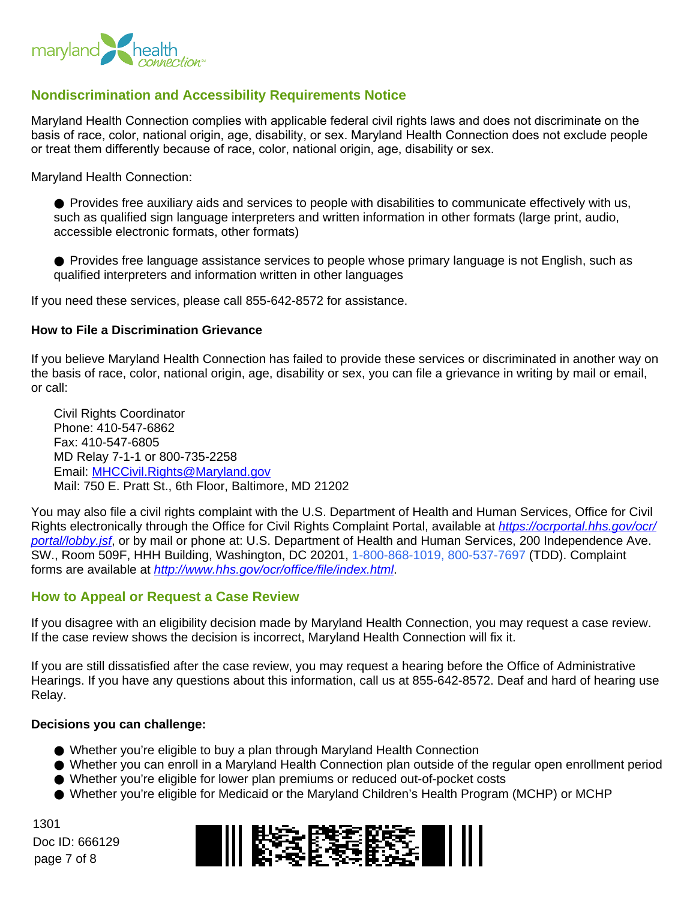## Nondiscrimination and Accessibility Requirements Notice

Maryland Health Connection complies with applicable federal civil rights laws and does not discriminate on the basis of race, color, national origin, age, disability, or sex. Maryland Health Connection does not exclude people or treat them differently because of race, color, national origin, age, disability or sex.

Maryland Health Connection:

- Provides free auxiliary aids and services to people with disabilities to communicate effectively with us, such as qualified sign language interpreters and written information in other formats (large print, audio, accessible electronic formats, other formats)

- Provides free language assistance services to people whose primary language is not English, such as qualified interpreters and information written in other languages

If you need these services, please call 855-642-8572 for assistance.

### How to File a Discrimination Grievance

If you believe Maryland Health Connection has failed to provide these services or discriminated in another way on the basis of race, color, national origin, age, disability or sex, you can file a grievance in writing by mail or email, or call:

Civil Rights Coordinator
Phone: 410-547-6862
Fax: 410-547-6805
MD Relay 7-1-1 or 800-735-2258
Email: MHCCivil.Rights@Maryland.gov
Mail: 750 E. Pratt St., 6th Floor, Baltimore, MD 21202

You may also file a civil rights complaint with the U.S. Department of Health and Human Services, Office for Civil Rights electronically through the Office for Civil Rights Complaint Portal, available at *https://ocrportal.hhs.gov/ocr/portal/lobby.jsf*, or by mail or phone at: U.S. Department of Health and Human Services, 200 Independence Ave. SW., Room 509F, HHH Building, Washington, DC 20201, 1-800-868-1019, 800-537-7697 (TDD). Complaint forms are available at *http://www.hhs.gov/ocr/office/file/index.html*.

## How to Appeal or Request a Case Review

If you disagree with an eligibility decision made by Maryland Health Connection, you may request a case review. If the case review shows the decision is incorrect, Maryland Health Connection will fix it.

If you are still dissatisfied after the case review, you may request a hearing before the Office of Administrative Hearings. If you have any questions about this information, call us at 855-642-8572. Deaf and hard of hearing use Relay.

### Decisions you can challenge:

- Whether you're eligible to buy a plan through Maryland Health Connection
- Whether you can enroll in a Maryland Health Connection plan outside of the regular open enrollment period
- Whether you're eligible for lower plan premiums or reduced out-of-pocket costs
- Whether you're eligible for Medicaid or the Maryland Children's Health Program (MCHP) or MCHP

1301
Doc ID: 666129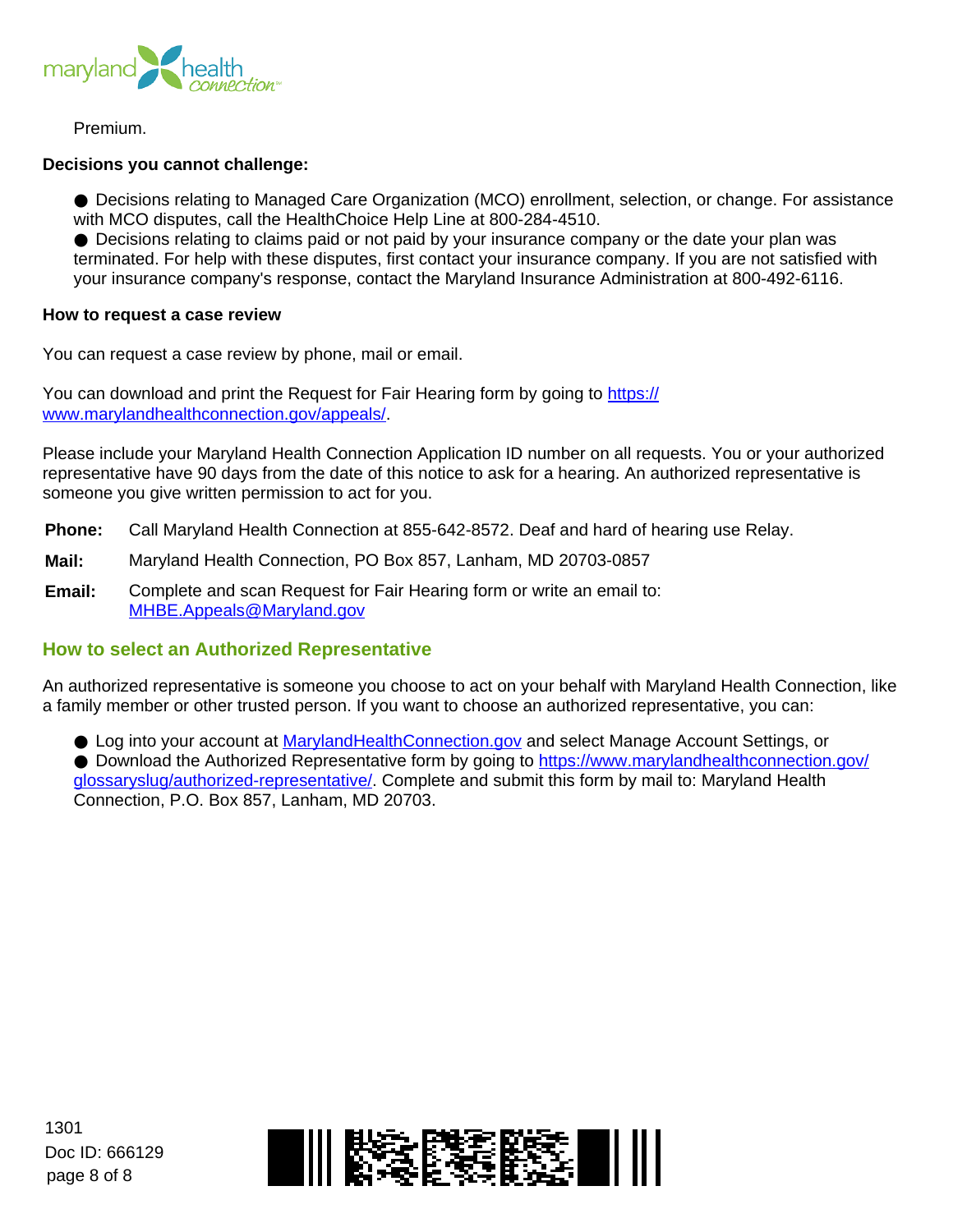Premium.

**Decisions you cannot challenge:**

- Decisions relating to Managed Care Organization (MCO) enrollment, selection, or change. For assistance with MCO disputes, call the HealthChoice Help Line at 800-284-4510.
- Decisions relating to claims paid or not paid by your insurance company or the date your plan was terminated. For help with these disputes, first contact your insurance company. If you are not satisfied with your insurance company's response, contact the Maryland Insurance Administration at 800-492-6116.

**How to request a case review**

You can request a case review by phone, mail or email.

You can download and print the Request for Fair Hearing form by going to https://www.marylandhealthconnection.gov/appeals/.

Please include your Maryland Health Connection Application ID number on all requests. You or your authorized representative have 90 days from the date of this notice to ask for a hearing. An authorized representative is someone you give written permission to act for you.

| | |
|---|---|
| **Phone:** | Call Maryland Health Connection at 855-642-8572. Deaf and hard of hearing use Relay. |
| **Mail:** | Maryland Health Connection, PO Box 857, Lanham, MD 20703-0857 |
| **Email:** | Complete and scan Request for Fair Hearing form or write an email to: MHBE.Appeals@Maryland.gov |

## How to select an Authorized Representative

An authorized representative is someone you choose to act on your behalf with Maryland Health Connection, like a family member or other trusted person. If you want to choose an authorized representative, you can:

- Log into your account at MarylandHealthConnection.gov and select Manage Account Settings, or
- Download the Authorized Representative form by going to https://www.marylandhealthconnection.gov/glossaryslug/authorized-representative/. Complete and submit this form by mail to: Maryland Health Connection, P.O. Box 857, Lanham, MD 20703.

1301
Doc ID: 666129